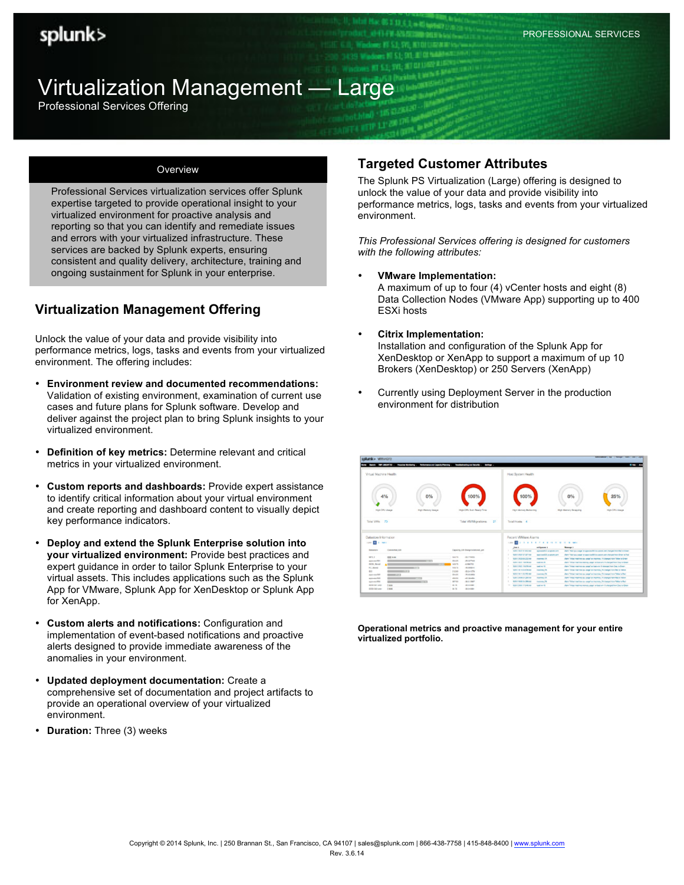# Virtualization Management — Large

Professional Services Offering

## Overview

Professional Services virtualization services offer Splunk expertise targeted to provide operational insight to your virtualized environment for proactive analysis and reporting so that you can identify and remediate issues and errors with your virtualized infrastructure. These services are backed by Splunk experts, ensuring consistent and quality delivery, architecture, training and ongoing sustainment for Splunk in your enterprise.

## Virtualization Management Offering

Unlock the value of your data and provide visibility into performance metrics, logs, tasks and events from your virtualized environment. The offering includes:

- **Environment review and documented recommendations:** Validation of existing environment, examination of current use cases and future plans for Splunk software. Develop and deliver against the project plan to bring Splunk insights to your virtualized environment.
- **Definition of key metrics:** Determine relevant and critical metrics in your virtualized environment.
- **Custom reports and dashboards:** Provide expert assistance to identify critical information about your virtual environment and create reporting and dashboard content to visually depict key performance indicators.
- **Deploy and extend the Splunk Enterprise solution into your virtualized environment:** Provide best practices and expert guidance in order to tailor Splunk Enterprise to your virtual assets. This includes applications such as the Splunk App for VMware, Splunk App for XenDesktop or Splunk App for XenApp.
- **Custom alerts and notifications:** Configuration and implementation of event-based notifications and proactive alerts designed to provide immediate awareness of the anomalies in your environment.
- **Updated deployment documentation:** Create a comprehensive set of documentation and project artifacts to provide an operational overview of your virtualized environment.
- **Duration:** Three (3) weeks

## Targeted Customer Attributes

The Splunk PS Virtualization (Large) offering is designed to unlock the value of your data and provide visibility into performance metrics, logs, tasks and events from your virtualized environment.

*This Professional Services offering is designed for customers with the following attributes:*

- **VMware Implementation:**
  A maximum of up to four (4) vCenter hosts and eight (8) Data Collection Nodes (VMware App) supporting up to 400 ESXi hosts
- **Citrix Implementation:**
  Installation and configuration of the Splunk App for XenDesktop or XenApp to support a maximum of up 10 Brokers (XenDesktop) or 250 Servers (XenApp)
- Currently using Deployment Server in the production environment for distribution

**Operational metrics and proactive management for your entire virtualized portfolio.**

Copyright © 2014 Splunk, Inc. | 250 Brannan St., San Francisco, CA 94107 | sales@splunk.com | 866-438-7758 | 415-848-8400 | www.splunk.com
Rev. 3.6.14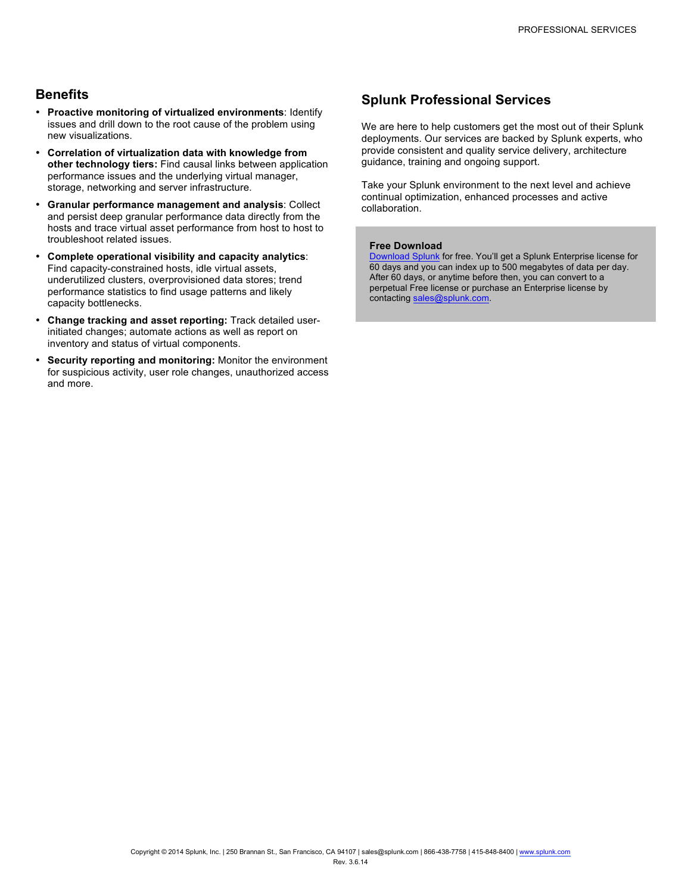## Benefits

- **Proactive monitoring of virtualized environments**: Identify issues and drill down to the root cause of the problem using new visualizations.
- **Correlation of virtualization data with knowledge from other technology tiers:** Find causal links between application performance issues and the underlying virtual manager, storage, networking and server infrastructure.
- **Granular performance management and analysis**: Collect and persist deep granular performance data directly from the hosts and trace virtual asset performance from host to host to troubleshoot related issues.
- **Complete operational visibility and capacity analytics**: Find capacity-constrained hosts, idle virtual assets, underutilized clusters, overprovisioned data stores; trend performance statistics to find usage patterns and likely capacity bottlenecks.
- **Change tracking and asset reporting:** Track detailed user-initiated changes; automate actions as well as report on inventory and status of virtual components.
- **Security reporting and monitoring:** Monitor the environment for suspicious activity, user role changes, unauthorized access and more.

## Splunk Professional Services

We are here to help customers get the most out of their Splunk deployments. Our services are backed by Splunk experts, who provide consistent and quality service delivery, architecture guidance, training and ongoing support.

Take your Splunk environment to the next level and achieve continual optimization, enhanced processes and active collaboration.

**Free Download**

Download Splunk for free. You'll get a Splunk Enterprise license for 60 days and you can index up to 500 megabytes of data per day. After 60 days, or anytime before then, you can convert to a perpetual Free license or purchase an Enterprise license by contacting sales@splunk.com.

Copyright © 2014 Splunk, Inc. | 250 Brannan St., San Francisco, CA 94107 | sales@splunk.com | 866-438-7758 | 415-848-8400 | www.splunk.com
Rev. 3.6.14